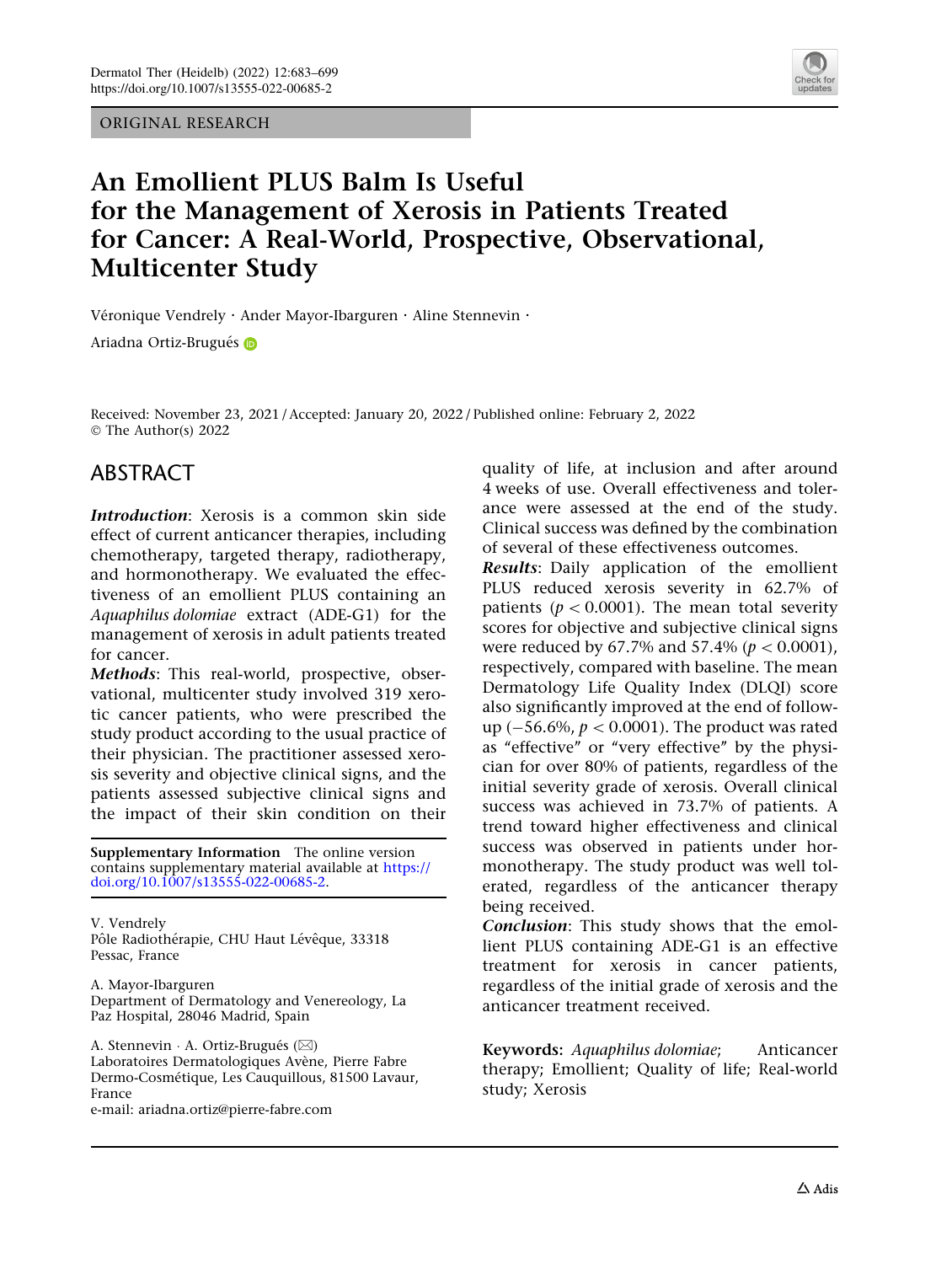ORIGINAL RESEARCH

# An Emollient PLUS Balm Is Useful for the Management of Xerosis in Patients Treated for Cancer: A Real-World, Prospective, Observational, Multicenter Study

Véronique Vendrely · Ander Mayor-Ibarguren · Aline Stennevin · Ariadna Ortiz-Brugués

Received: November 23, 2021 / Accepted: January 20, 2022 / Published online: February 2, 2022
© The Author(s) 2022

## ABSTRACT

***Introduction***: Xerosis is a common skin side effect of current anticancer therapies, including chemotherapy, targeted therapy, radiotherapy, and hormonotherapy. We evaluated the effectiveness of an emollient PLUS containing an *Aquaphilus dolomiae* extract (ADE-G1) for the management of xerosis in adult patients treated for cancer.

***Methods***: This real-world, prospective, observational, multicenter study involved 319 xerotic cancer patients, who were prescribed the study product according to the usual practice of their physician. The practitioner assessed xerosis severity and objective clinical signs, and the patients assessed subjective clinical signs and the impact of their skin condition on their quality of life, at inclusion and after around 4 weeks of use. Overall effectiveness and tolerance were assessed at the end of the study. Clinical success was defined by the combination of several of these effectiveness outcomes.

***Results***: Daily application of the emollient PLUS reduced xerosis severity in 62.7% of patients ($p < 0.0001$). The mean total severity scores for objective and subjective clinical signs were reduced by 67.7% and 57.4% ($p < 0.0001$), respectively, compared with baseline. The mean Dermatology Life Quality Index (DLQI) score also significantly improved at the end of follow-up (−56.6%, $p < 0.0001$). The product was rated as "effective" or "very effective" by the physician for over 80% of patients, regardless of the initial severity grade of xerosis. Overall clinical success was achieved in 73.7% of patients. A trend toward higher effectiveness and clinical success was observed in patients under hormonotherapy. The study product was well tolerated, regardless of the anticancer therapy being received.

***Conclusion***: This study shows that the emollient PLUS containing ADE-G1 is an effective treatment for xerosis in cancer patients, regardless of the initial grade of xerosis and the anticancer treatment received.

**Keywords:** *Aquaphilus dolomiae*; Anticancer therapy; Emollient; Quality of life; Real-world study; Xerosis

---

**Supplementary Information** The online version contains supplementary material available at https://doi.org/10.1007/s13555-022-00685-2.

V. Vendrely
Pôle Radiothérapie, CHU Haut Lévêque, 33318 Pessac, France

A. Mayor-Ibarguren
Department of Dermatology and Venereology, La Paz Hospital, 28046 Madrid, Spain

A. Stennevin · A. Ortiz-Brugués (✉)
Laboratoires Dermatologiques Avène, Pierre Fabre Dermo-Cosmétique, Les Cauquillous, 81500 Lavaur, France
e-mail: ariadna.ortiz@pierre-fabre.com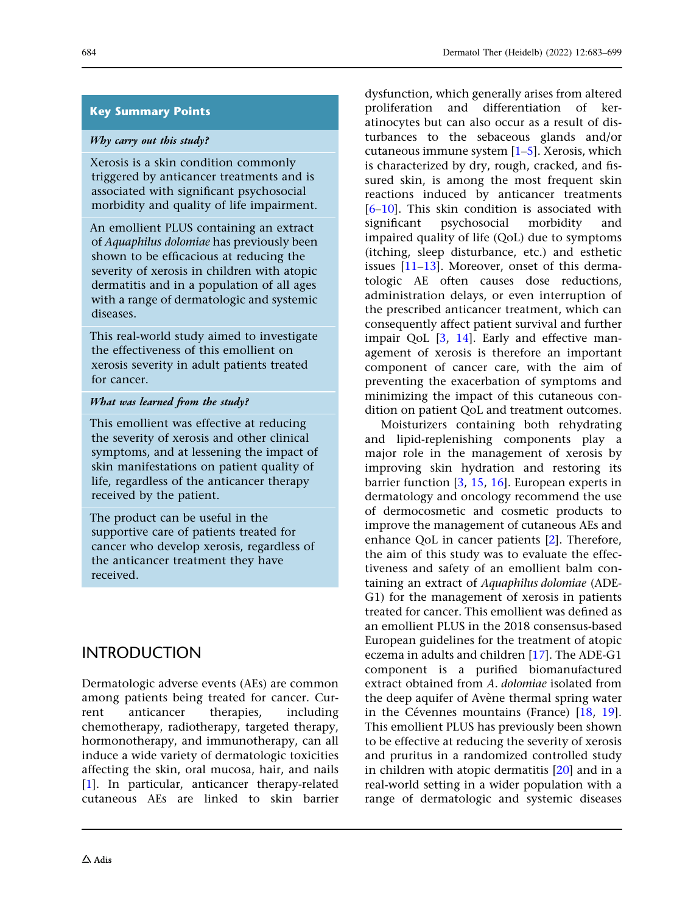## Key Summary Points

*Why carry out this study?*

Xerosis is a skin condition commonly triggered by anticancer treatments and is associated with significant psychosocial morbidity and quality of life impairment.

An emollient PLUS containing an extract of *Aquaphilus dolomiae* has previously been shown to be efficacious at reducing the severity of xerosis in children with atopic dermatitis and in a population of all ages with a range of dermatologic and systemic diseases.

This real-world study aimed to investigate the effectiveness of this emollient on xerosis severity in adult patients treated for cancer.

*What was learned from the study?*

This emollient was effective at reducing the severity of xerosis and other clinical symptoms, and at lessening the impact of skin manifestations on patient quality of life, regardless of the anticancer therapy received by the patient.

The product can be useful in the supportive care of patients treated for cancer who develop xerosis, regardless of the anticancer treatment they have received.

## INTRODUCTION

Dermatologic adverse events (AEs) are common among patients being treated for cancer. Current anticancer therapies, including chemotherapy, radiotherapy, targeted therapy, hormonotherapy, and immunotherapy, can all induce a wide variety of dermatologic toxicities affecting the skin, oral mucosa, hair, and nails [1]. In particular, anticancer therapy-related cutaneous AEs are linked to skin barrier dysfunction, which generally arises from altered proliferation and differentiation of keratinocytes but can also occur as a result of disturbances to the sebaceous glands and/or cutaneous immune system [1–5]. Xerosis, which is characterized by dry, rough, cracked, and fissured skin, is among the most frequent skin reactions induced by anticancer treatments [6–10]. This skin condition is associated with significant psychosocial morbidity and impaired quality of life (QoL) due to symptoms (itching, sleep disturbance, etc.) and esthetic issues [11–13]. Moreover, onset of this dermatologic AE often causes dose reductions, administration delays, or even interruption of the prescribed anticancer treatment, which can consequently affect patient survival and further impair QoL [3, 14]. Early and effective management of xerosis is therefore an important component of cancer care, with the aim of preventing the exacerbation of symptoms and minimizing the impact of this cutaneous condition on patient QoL and treatment outcomes.

Moisturizers containing both rehydrating and lipid-replenishing components play a major role in the management of xerosis by improving skin hydration and restoring its barrier function [3, 15, 16]. European experts in dermatology and oncology recommend the use of dermocosmetic and cosmetic products to improve the management of cutaneous AEs and enhance QoL in cancer patients [2]. Therefore, the aim of this study was to evaluate the effectiveness and safety of an emollient balm containing an extract of *Aquaphilus dolomiae* (ADE-G1) for the management of xerosis in patients treated for cancer. This emollient was defined as an emollient PLUS in the 2018 consensus-based European guidelines for the treatment of atopic eczema in adults and children [17]. The ADE-G1 component is a purified biomanufactured extract obtained from *A. dolomiae* isolated from the deep aquifer of Avène thermal spring water in the Cévennes mountains (France) [18, 19]. This emollient PLUS has previously been shown to be effective at reducing the severity of xerosis and pruritus in a randomized controlled study in children with atopic dermatitis [20] and in a real-world setting in a wider population with a range of dermatologic and systemic diseases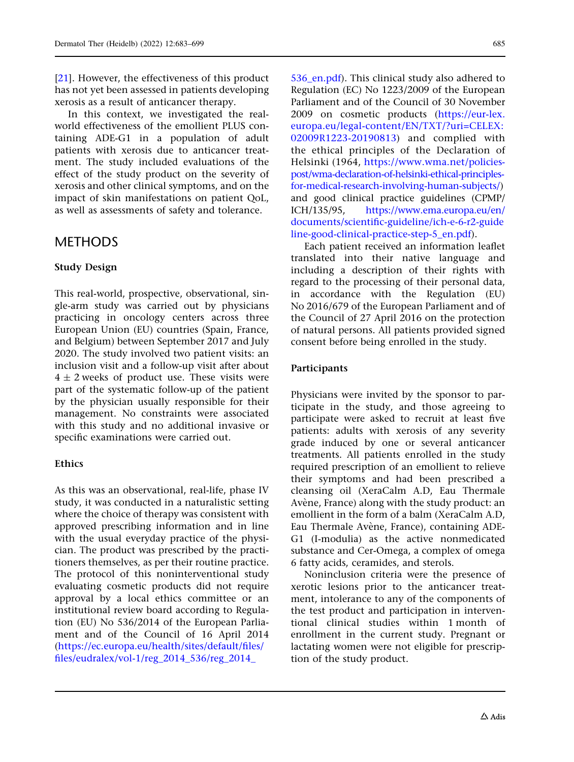[21]. However, the effectiveness of this product has not yet been assessed in patients developing xerosis as a result of anticancer therapy.

In this context, we investigated the real-world effectiveness of the emollient PLUS containing ADE-G1 in a population of adult patients with xerosis due to anticancer treatment. The study included evaluations of the effect of the study product on the severity of xerosis and other clinical symptoms, and on the impact of skin manifestations on patient QoL, as well as assessments of safety and tolerance.

# METHODS

### Study Design

This real-world, prospective, observational, single-arm study was carried out by physicians practicing in oncology centers across three European Union (EU) countries (Spain, France, and Belgium) between September 2017 and July 2020. The study involved two patient visits: an inclusion visit and a follow-up visit after about $4 \pm 2$ weeks of product use. These visits were part of the systematic follow-up of the patient by the physician usually responsible for their management. No constraints were associated with this study and no additional invasive or specific examinations were carried out.

### Ethics

As this was an observational, real-life, phase IV study, it was conducted in a naturalistic setting where the choice of therapy was consistent with approved prescribing information and in line with the usual everyday practice of the physician. The product was prescribed by the practitioners themselves, as per their routine practice. The protocol of this noninterventional study evaluating cosmetic products did not require approval by a local ethics committee or an institutional review board according to Regulation (EU) No 536/2014 of the European Parliament and of the Council of 16 April 2014 (https://ec.europa.eu/health/sites/default/files/files/eudralex/vol-1/reg_2014_536/reg_2014_536_en.pdf). This clinical study also adhered to Regulation (EC) No 1223/2009 of the European Parliament and of the Council of 30 November 2009 on cosmetic products (https://eur-lex.europa.eu/legal-content/EN/TXT/?uri=CELEX:02009R1223-20190813) and complied with the ethical principles of the Declaration of Helsinki (1964, https://www.wma.net/policies-post/wma-declaration-of-helsinki-ethical-principles-for-medical-research-involving-human-subjects/) and good clinical practice guidelines (CPMP/ICH/135/95, https://www.ema.europa.eu/en/documents/scientific-guideline/ich-e-6-r2-guideline-good-clinical-practice-step-5_en.pdf).

Each patient received an information leaflet translated into their native language and including a description of their rights with regard to the processing of their personal data, in accordance with the Regulation (EU) No 2016/679 of the European Parliament and of the Council of 27 April 2016 on the protection of natural persons. All patients provided signed consent before being enrolled in the study.

### Participants

Physicians were invited by the sponsor to participate in the study, and those agreeing to participate were asked to recruit at least five patients: adults with xerosis of any severity grade induced by one or several anticancer treatments. All patients enrolled in the study required prescription of an emollient to relieve their symptoms and had been prescribed a cleansing oil (XeraCalm A.D, Eau Thermale Avène, France) along with the study product: an emollient in the form of a balm (XeraCalm A.D, Eau Thermale Avène, France), containing ADE-G1 (I-modulia) as the active nonmedicated substance and Cer-Omega, a complex of omega 6 fatty acids, ceramides, and sterols.

Noninclusion criteria were the presence of xerotic lesions prior to the anticancer treatment, intolerance to any of the components of the test product and participation in interventional clinical studies within 1 month of enrollment in the current study. Pregnant or lactating women were not eligible for prescription of the study product.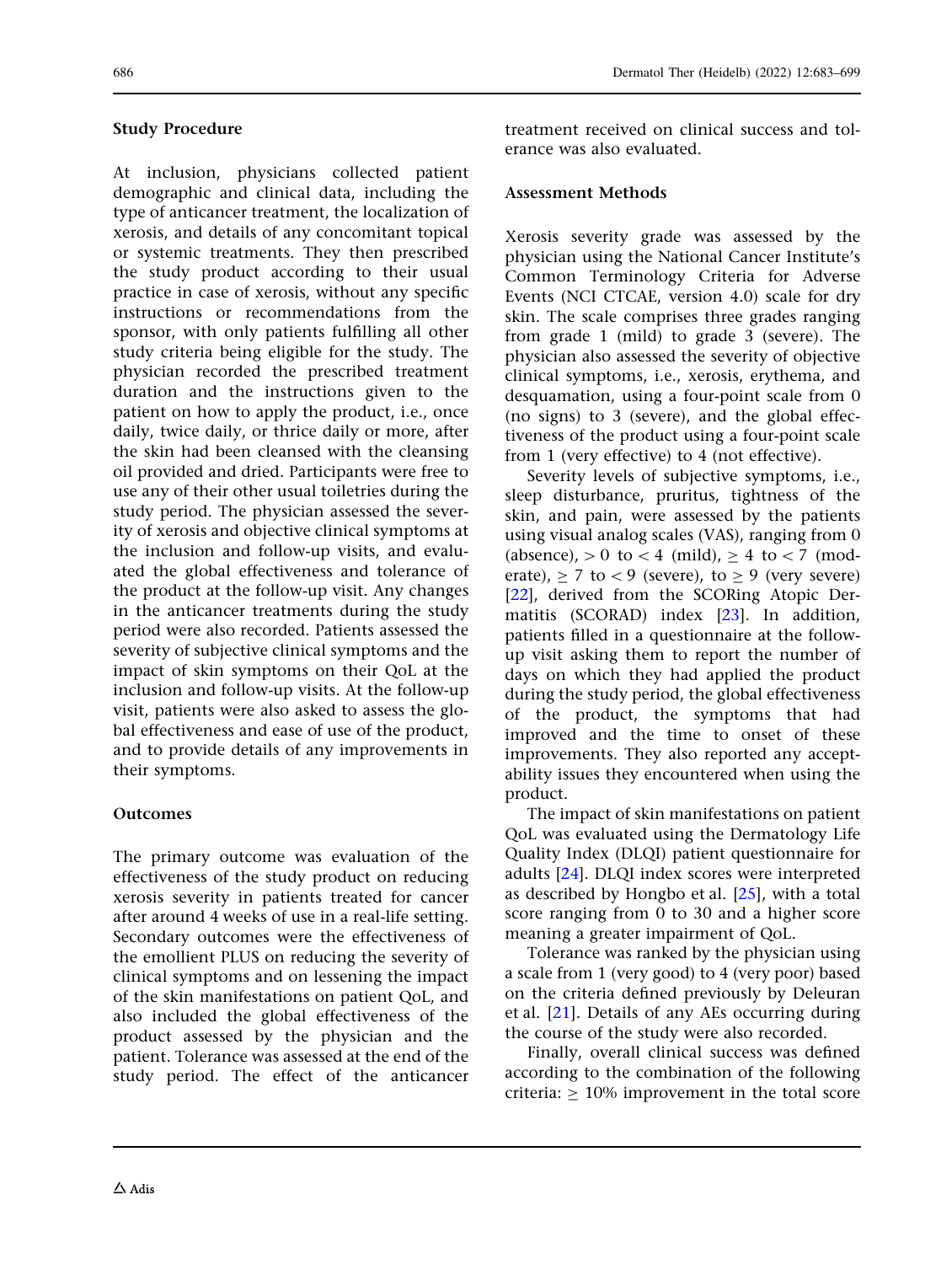### Study Procedure

At inclusion, physicians collected patient demographic and clinical data, including the type of anticancer treatment, the localization of xerosis, and details of any concomitant topical or systemic treatments. They then prescribed the study product according to their usual practice in case of xerosis, without any specific instructions or recommendations from the sponsor, with only patients fulfilling all other study criteria being eligible for the study. The physician recorded the prescribed treatment duration and the instructions given to the patient on how to apply the product, i.e., once daily, twice daily, or thrice daily or more, after the skin had been cleansed with the cleansing oil provided and dried. Participants were free to use any of their other usual toiletries during the study period. The physician assessed the severity of xerosis and objective clinical symptoms at the inclusion and follow-up visits, and evaluated the global effectiveness and tolerance of the product at the follow-up visit. Any changes in the anticancer treatments during the study period were also recorded. Patients assessed the severity of subjective clinical symptoms and the impact of skin symptoms on their QoL at the inclusion and follow-up visits. At the follow-up visit, patients were also asked to assess the global effectiveness and ease of use of the product, and to provide details of any improvements in their symptoms.

### Outcomes

The primary outcome was evaluation of the effectiveness of the study product on reducing xerosis severity in patients treated for cancer after around 4 weeks of use in a real-life setting. Secondary outcomes were the effectiveness of the emollient PLUS on reducing the severity of clinical symptoms and on lessening the impact of the skin manifestations on patient QoL, and also included the global effectiveness of the product assessed by the physician and the patient. Tolerance was assessed at the end of the study period. The effect of the anticancer treatment received on clinical success and tolerance was also evaluated.

### Assessment Methods

Xerosis severity grade was assessed by the physician using the National Cancer Institute's Common Terminology Criteria for Adverse Events (NCI CTCAE, version 4.0) scale for dry skin. The scale comprises three grades ranging from grade 1 (mild) to grade 3 (severe). The physician also assessed the severity of objective clinical symptoms, i.e., xerosis, erythema, and desquamation, using a four-point scale from 0 (no signs) to 3 (severe), and the global effectiveness of the product using a four-point scale from 1 (very effective) to 4 (not effective).

Severity levels of subjective symptoms, i.e., sleep disturbance, pruritus, tightness of the skin, and pain, were assessed by the patients using visual analog scales (VAS), ranging from 0 (absence), $> 0$ to $< 4$ (mild), $\geq 4$ to $< 7$ (moderate), $\geq 7$ to $< 9$ (severe), to $\geq 9$ (very severe) [22], derived from the SCORing Atopic Dermatitis (SCORAD) index [23]. In addition, patients filled in a questionnaire at the follow-up visit asking them to report the number of days on which they had applied the product during the study period, the global effectiveness of the product, the symptoms that had improved and the time to onset of these improvements. They also reported any acceptability issues they encountered when using the product.

The impact of skin manifestations on patient QoL was evaluated using the Dermatology Life Quality Index (DLQI) patient questionnaire for adults [24]. DLQI index scores were interpreted as described by Hongbo et al. [25], with a total score ranging from 0 to 30 and a higher score meaning a greater impairment of QoL.

Tolerance was ranked by the physician using a scale from 1 (very good) to 4 (very poor) based on the criteria defined previously by Deleuran et al. [21]. Details of any AEs occurring during the course of the study were also recorded.

Finally, overall clinical success was defined according to the combination of the following criteria: $\geq$ 10% improvement in the total score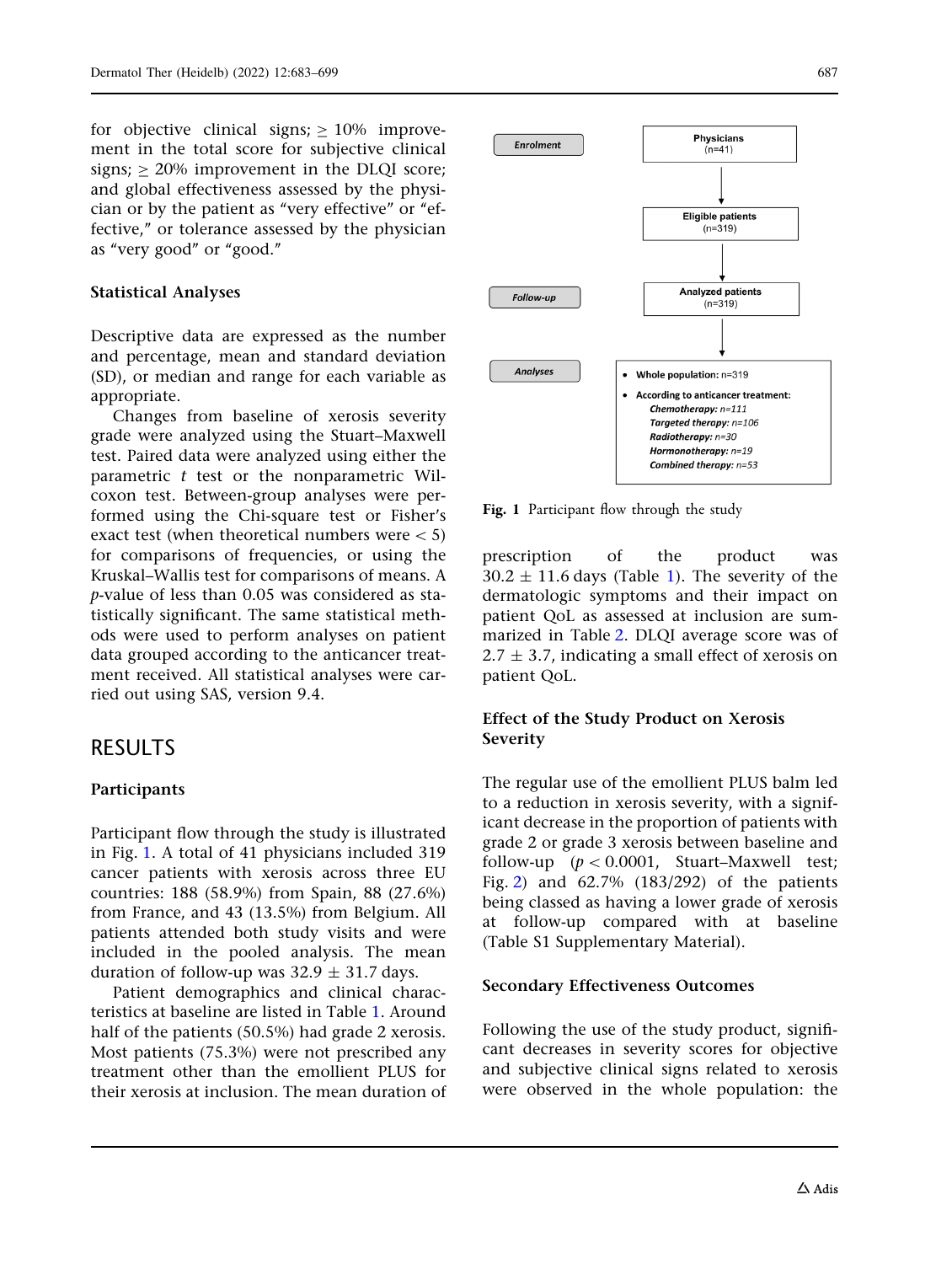for objective clinical signs; ≥ 10% improvement in the total score for subjective clinical signs; ≥ 20% improvement in the DLQI score; and global effectiveness assessed by the physician or by the patient as "very effective" or "effective," or tolerance assessed by the physician as "very good" or "good."

### Statistical Analyses

Descriptive data are expressed as the number and percentage, mean and standard deviation (SD), or median and range for each variable as appropriate.

Changes from baseline of xerosis severity grade were analyzed using the Stuart–Maxwell test. Paired data were analyzed using either the parametric *t* test or the nonparametric Wilcoxon test. Between-group analyses were performed using the Chi-square test or Fisher's exact test (when theoretical numbers were < 5) for comparisons of frequencies, or using the Kruskal–Wallis test for comparisons of means. A *p*-value of less than 0.05 was considered as statistically significant. The same statistical methods were used to perform analyses on patient data grouped according to the anticancer treatment received. All statistical analyses were carried out using SAS, version 9.4.

## RESULTS

### Participants

Participant flow through the study is illustrated in Fig. 1. A total of 41 physicians included 319 cancer patients with xerosis across three EU countries: 188 (58.9%) from Spain, 88 (27.6%) from France, and 43 (13.5%) from Belgium. All patients attended both study visits and were included in the pooled analysis. The mean duration of follow-up was 32.9 ± 31.7 days.

Patient demographics and clinical characteristics at baseline are listed in Table 1. Around half of the patients (50.5%) had grade 2 xerosis. Most patients (75.3%) were not prescribed any treatment other than the emollient PLUS for their xerosis at inclusion. The mean duration of prescription of the product was 30.2 ± 11.6 days (Table 1). The severity of the dermatologic symptoms and their impact on patient QoL as assessed at inclusion are summarized in Table 2. DLQI average score was of 2.7 ± 3.7, indicating a small effect of xerosis on patient QoL.

Enrolment — Physicians (n=41) → Eligible patients (n=319)

Follow-up — Analyzed patients (n=319)

Analyses —
- **Whole population:** n=319
- **According to anticancer treatment:**
  - *Chemotherapy: n=111*
  - *Targeted therapy: n=106*
  - *Radiotherapy: n=30*
  - *Hormonotherapy: n=19*
  - *Combined therapy: n=53*

**Fig. 1** Participant flow through the study

### Effect of the Study Product on Xerosis Severity

The regular use of the emollient PLUS balm led to a reduction in xerosis severity, with a significant decrease in the proportion of patients with grade 2 or grade 3 xerosis between baseline and follow-up ($p < 0.0001$, Stuart–Maxwell test; Fig. 2) and 62.7% (183/292) of the patients being classed as having a lower grade of xerosis at follow-up compared with at baseline (Table S1 Supplementary Material).

### Secondary Effectiveness Outcomes

Following the use of the study product, significant decreases in severity scores for objective and subjective clinical signs related to xerosis were observed in the whole population: the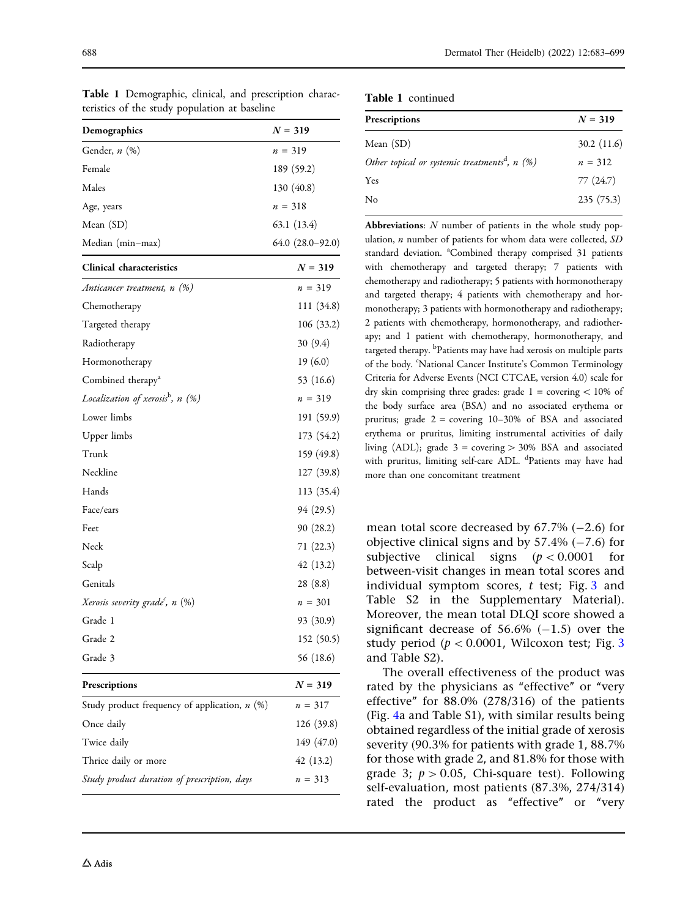**Table 1** Demographic, clinical, and prescription characteristics of the study population at baseline

| Demographics | N = 319 |
|---|---|
| Gender, n (%) | n = 319 |
| Female | 189 (59.2) |
| Males | 130 (40.8) |
| Age, years | n = 318 |
| Mean (SD) | 63.1 (13.4) |
| Median (min–max) | 64.0 (28.0–92.0) |
| **Clinical characteristics** | **N = 319** |
| *Anticancer treatment, n (%)* | n = 319 |
| Chemotherapy | 111 (34.8) |
| Targeted therapy | 106 (33.2) |
| Radiotherapy | 30 (9.4) |
| Hormonotherapy | 19 (6.0) |
| Combined therapy[a] | 53 (16.6) |
| *Localization of xerosis[b], n (%)* | n = 319 |
| Lower limbs | 191 (59.9) |
| Upper limbs | 173 (54.2) |
| Trunk | 159 (49.8) |
| Neckline | 127 (39.8) |
| Hands | 113 (35.4) |
| Face/ears | 94 (29.5) |
| Feet | 90 (28.2) |
| Neck | 71 (22.3) |
| Scalp | 42 (13.2) |
| Genitals | 28 (8.8) |
| *Xerosis severity grade[c], n (%)* | n = 301 |
| Grade 1 | 93 (30.9) |
| Grade 2 | 152 (50.5) |
| Grade 3 | 56 (18.6) |
| **Prescriptions** | **N = 319** |
| Study product frequency of application, n (%) | n = 317 |
| Once daily | 126 (39.8) |
| Twice daily | 149 (47.0) |
| Thrice daily or more | 42 (13.2) |
| *Study product duration of prescription, days* | n = 313 |
| Mean (SD) | 30.2 (11.6) |
| *Other topical or systemic treatments[d], n (%)* | n = 312 |
| Yes | 77 (24.7) |
| No | 235 (75.3) |

**Abbreviations**: *N* number of patients in the whole study population, *n* number of patients for whom data were collected, *SD* standard deviation. [a]Combined therapy comprised 31 patients with chemotherapy and targeted therapy; 7 patients with chemotherapy and radiotherapy; 5 patients with hormonotherapy and targeted therapy; 4 patients with chemotherapy and hormonotherapy; 3 patients with hormonotherapy and radiotherapy; 2 patients with chemotherapy, hormonotherapy, and radiotherapy; and 1 patient with chemotherapy, hormonotherapy, and targeted therapy. [b]Patients may have had xerosis on multiple parts of the body. [c]National Cancer Institute's Common Terminology Criteria for Adverse Events (NCI CTCAE, version 4.0) scale for dry skin comprising three grades: grade 1 = covering < 10% of the body surface area (BSA) and no associated erythema or pruritus; grade 2 = covering 10–30% of BSA and associated erythema or pruritus, limiting instrumental activities of daily living (ADL); grade 3 = covering > 30% BSA and associated with pruritus, limiting self-care ADL. [d]Patients may have had more than one concomitant treatment

mean total score decreased by 67.7% (−2.6) for objective clinical signs and by 57.4% (−7.6) for subjective clinical signs ($p < 0.0001$ for between-visit changes in mean total scores and individual symptom scores, *t* test; Fig. 3 and Table S2 in the Supplementary Material). Moreover, the mean total DLQI score showed a significant decrease of 56.6% (−1.5) over the study period ($p < 0.0001$, Wilcoxon test; Fig. 3 and Table S2).

The overall effectiveness of the product was rated by the physicians as "effective" or "very effective" for 88.0% (278/316) of the patients (Fig. 4a and Table S1), with similar results being obtained regardless of the initial grade of xerosis severity (90.3% for patients with grade 1, 88.7% for those with grade 2, and 81.8% for those with grade 3; $p > 0.05$, Chi-square test). Following self-evaluation, most patients (87.3%, 274/314) rated the product as "effective" or "very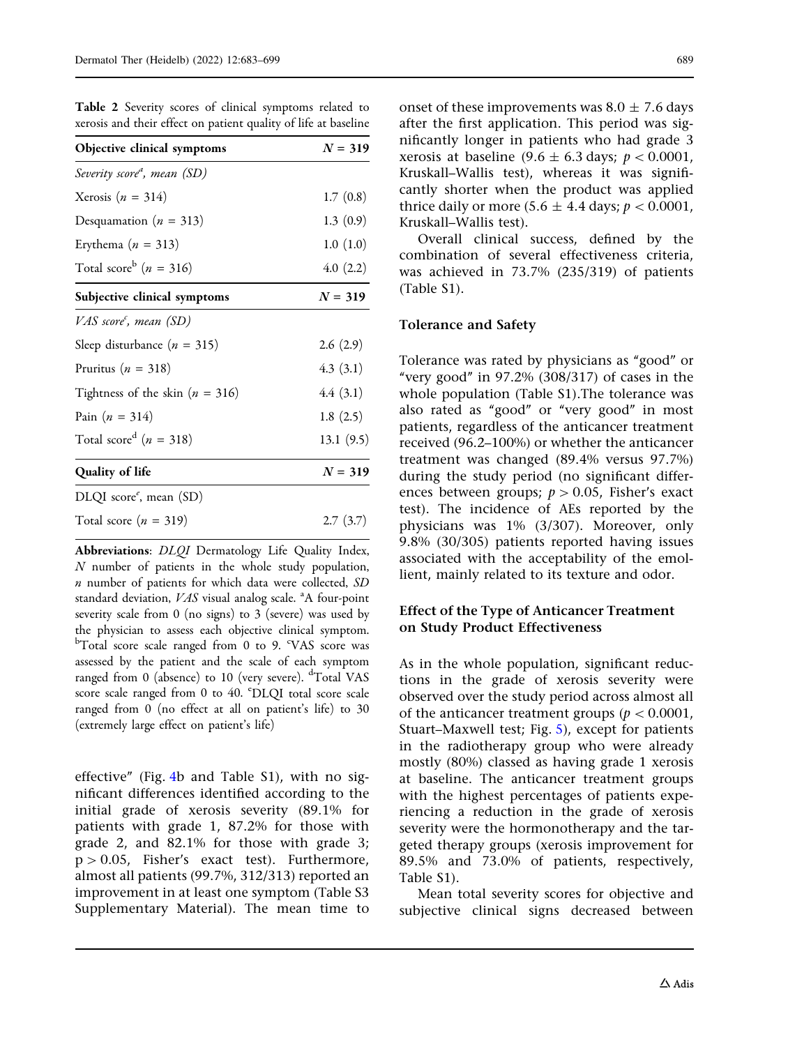**Table 2** Severity scores of clinical symptoms related to xerosis and their effect on patient quality of life at baseline

| Objective clinical symptoms | $N = 319$ |
|---|---|
| *Severity score[a], mean (SD)* | |
| Xerosis ($n = 314$) | 1.7 (0.8) |
| Desquamation ($n = 313$) | 1.3 (0.9) |
| Erythema ($n = 313$) | 1.0 (1.0) |
| Total score[b] ($n = 316$) | 4.0 (2.2) |
| **Subjective clinical symptoms** | $N = 319$ |
| *VAS score[c], mean (SD)* | |
| Sleep disturbance ($n = 315$) | 2.6 (2.9) |
| Pruritus ($n = 318$) | 4.3 (3.1) |
| Tightness of the skin ($n = 316$) | 4.4 (3.1) |
| Pain ($n = 314$) | 1.8 (2.5) |
| Total score[d] ($n = 318$) | 13.1 (9.5) |
| **Quality of life** | $N = 319$ |
| DLQI score[e], mean (SD) | |
| Total score ($n = 319$) | 2.7 (3.7) |

**Abbreviations**: *DLQI* Dermatology Life Quality Index, *N* number of patients in the whole study population, *n* number of patients for which data were collected, *SD* standard deviation, *VAS* visual analog scale. [a]A four-point severity scale from 0 (no signs) to 3 (severe) was used by the physician to assess each objective clinical symptom. [b]Total score scale ranged from 0 to 9. [c]VAS score was assessed by the patient and the scale of each symptom ranged from 0 (absence) to 10 (very severe). [d]Total VAS score scale ranged from 0 to 40. [e]DLQI total score scale ranged from 0 (no effect at all on patient's life) to 30 (extremely large effect on patient's life)

effective" (Fig. 4b and Table S1), with no significant differences identified according to the initial grade of xerosis severity (89.1% for patients with grade 1, 87.2% for those with grade 2, and 82.1% for those with grade 3; $p > 0.05$, Fisher's exact test). Furthermore, almost all patients (99.7%, 312/313) reported an improvement in at least one symptom (Table S3 Supplementary Material). The mean time to onset of these improvements was $8.0 \pm 7.6$ days after the first application. This period was significantly longer in patients who had grade 3 xerosis at baseline ($9.6 \pm 6.3$ days; $p < 0.0001$, Kruskall–Wallis test), whereas it was significantly shorter when the product was applied thrice daily or more ($5.6 \pm 4.4$ days; $p < 0.0001$, Kruskall–Wallis test).

Overall clinical success, defined by the combination of several effectiveness criteria, was achieved in 73.7% (235/319) of patients (Table S1).

### Tolerance and Safety

Tolerance was rated by physicians as "good" or "very good" in 97.2% (308/317) of cases in the whole population (Table S1).The tolerance was also rated as "good" or "very good" in most patients, regardless of the anticancer treatment received (96.2–100%) or whether the anticancer treatment was changed (89.4% versus 97.7%) during the study period (no significant differences between groups; $p > 0.05$, Fisher's exact test). The incidence of AEs reported by the physicians was 1% (3/307). Moreover, only 9.8% (30/305) patients reported having issues associated with the acceptability of the emollient, mainly related to its texture and odor.

### Effect of the Type of Anticancer Treatment on Study Product Effectiveness

As in the whole population, significant reductions in the grade of xerosis severity were observed over the study period across almost all of the anticancer treatment groups ($p < 0.0001$, Stuart–Maxwell test; Fig. 5), except for patients in the radiotherapy group who were already mostly (80%) classed as having grade 1 xerosis at baseline. The anticancer treatment groups with the highest percentages of patients experiencing a reduction in the grade of xerosis severity were the hormonotherapy and the targeted therapy groups (xerosis improvement for 89.5% and 73.0% of patients, respectively, Table S1).

Mean total severity scores for objective and subjective clinical signs decreased between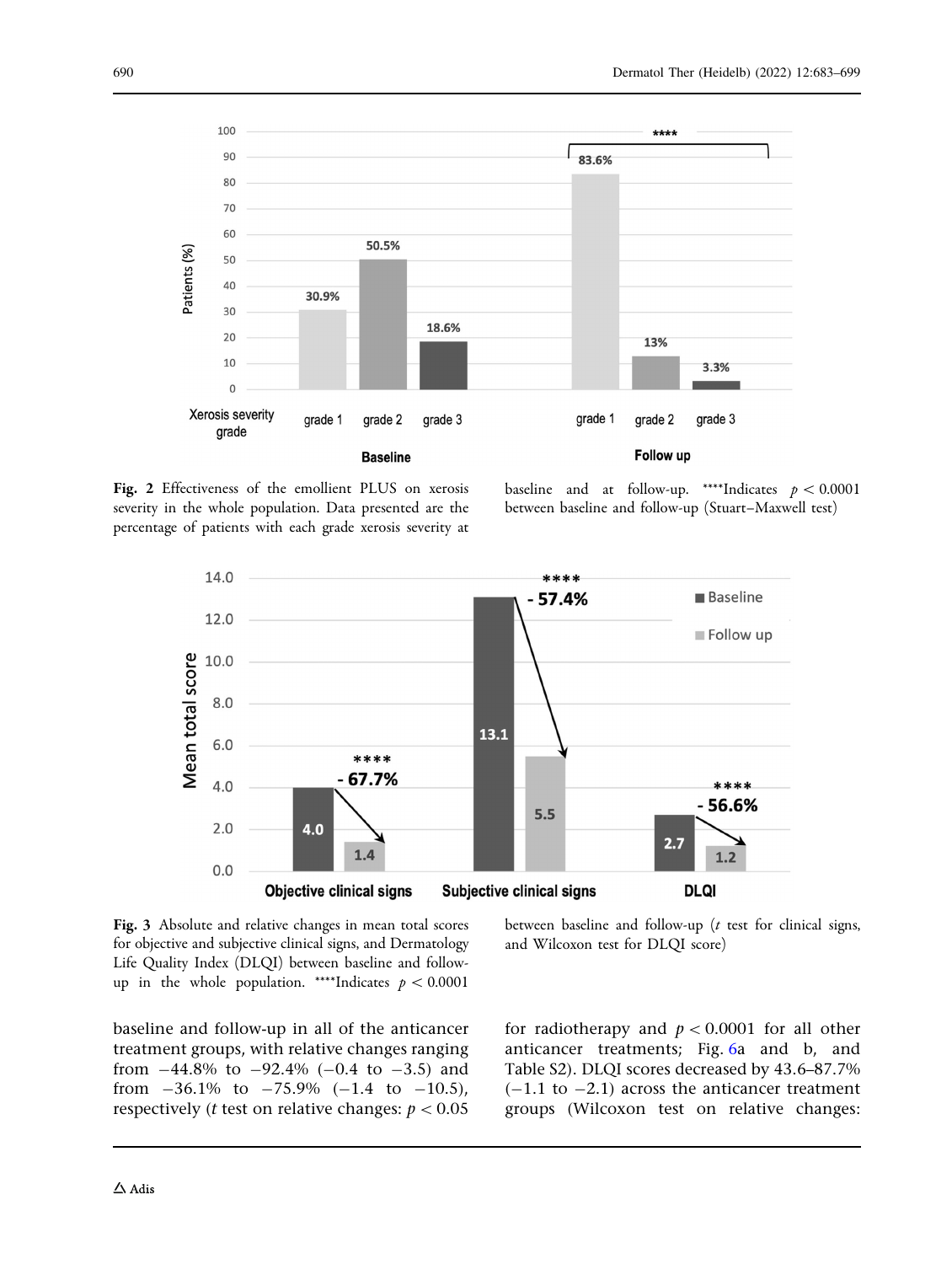Fig. 2 Effectiveness of the emollient PLUS on xerosis severity in the whole population. Data presented are the percentage of patients with each grade xerosis severity at baseline and at follow-up. ****Indicates $p < 0.0001$ between baseline and follow-up (Stuart–Maxwell test)

Fig. 3 Absolute and relative changes in mean total scores for objective and subjective clinical signs, and Dermatology Life Quality Index (DLQI) between baseline and follow-up in the whole population. ****Indicates $p < 0.0001$ between baseline and follow-up ($t$ test for clinical signs, and Wilcoxon test for DLQI score)

baseline and follow-up in all of the anticancer treatment groups, with relative changes ranging from −44.8% to −92.4% (−0.4 to −3.5) and from −36.1% to −75.9% (−1.4 to −10.5), respectively ($t$ test on relative changes: $p < 0.05$ for radiotherapy and $p < 0.0001$ for all other anticancer treatments; Fig. 6a and b, and Table S2). DLQI scores decreased by 43.6–87.7% (−1.1 to −2.1) across the anticancer treatment groups (Wilcoxon test on relative changes: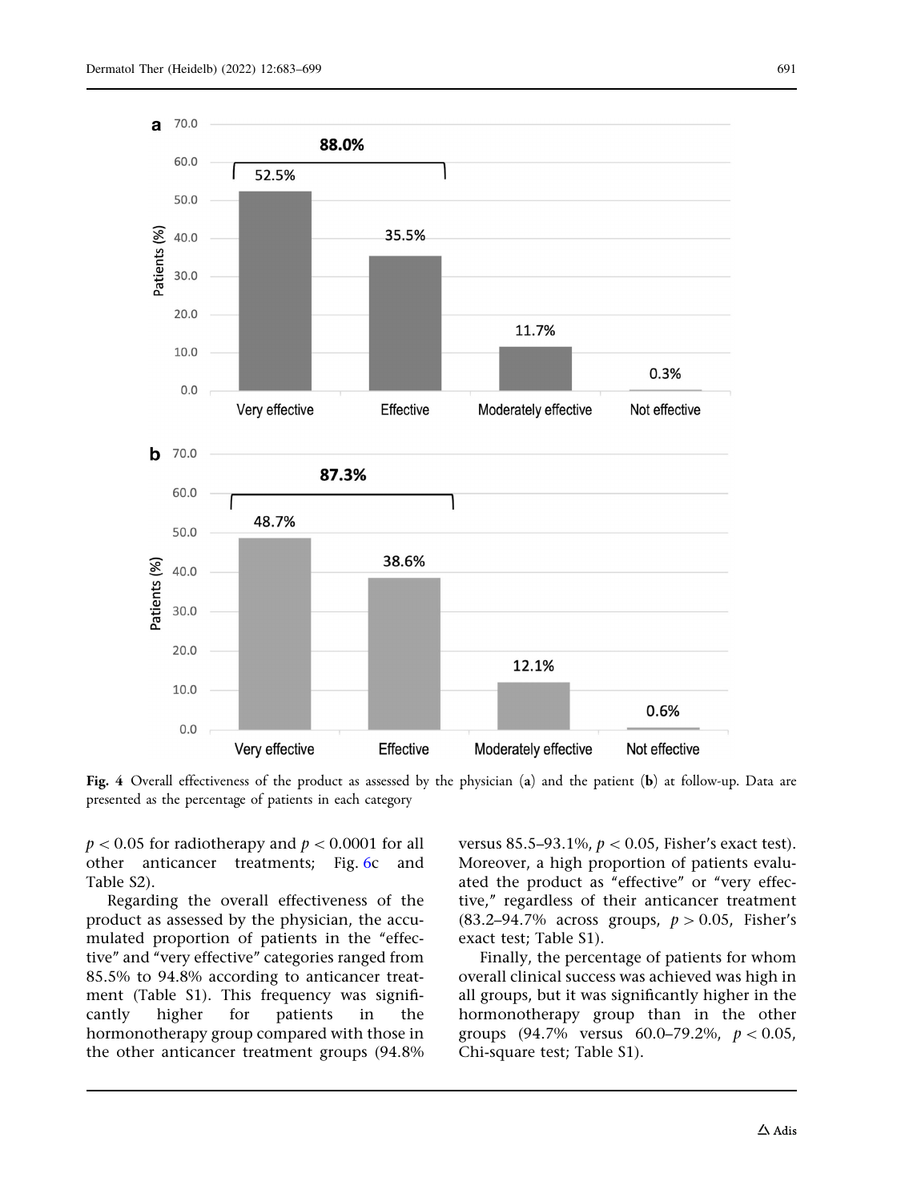Fig. 4 Overall effectiveness of the product as assessed by the physician (**a**) and the patient (**b**) at follow-up. Data are presented as the percentage of patients in each category

$p < 0.05$ for radiotherapy and $p < 0.0001$ for all other anticancer treatments; Fig. 6c and Table S2).

Regarding the overall effectiveness of the product as assessed by the physician, the accumulated proportion of patients in the "effective" and "very effective" categories ranged from 85.5% to 94.8% according to anticancer treatment (Table S1). This frequency was significantly higher for patients in the hormonotherapy group compared with those in the other anticancer treatment groups (94.8% versus 85.5–93.1%, $p < 0.05$, Fisher's exact test). Moreover, a high proportion of patients evaluated the product as "effective" or "very effective," regardless of their anticancer treatment (83.2–94.7% across groups, $p > 0.05$, Fisher's exact test; Table S1).

Finally, the percentage of patients for whom overall clinical success was achieved was high in all groups, but it was significantly higher in the hormonotherapy group than in the other groups (94.7% versus 60.0–79.2%, $p < 0.05$, Chi-square test; Table S1).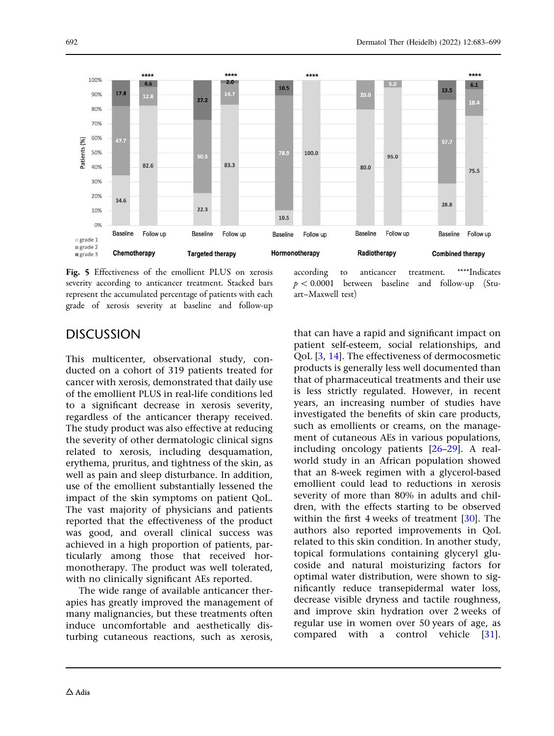**Fig. 5** Effectiveness of the emollient PLUS on xerosis severity according to anticancer treatment. Stacked bars represent the accumulated percentage of patients with each grade of xerosis severity at baseline and follow-up according to anticancer treatment. ****Indicates $p < 0.0001$ between baseline and follow-up (Stuart–Maxwell test)

## DISCUSSION

This multicenter, observational study, conducted on a cohort of 319 patients treated for cancer with xerosis, demonstrated that daily use of the emollient PLUS in real-life conditions led to a significant decrease in xerosis severity, regardless of the anticancer therapy received. The study product was also effective at reducing the severity of other dermatologic clinical signs related to xerosis, including desquamation, erythema, pruritus, and tightness of the skin, as well as pain and sleep disturbance. In addition, use of the emollient substantially lessened the impact of the skin symptoms on patient QoL. The vast majority of physicians and patients reported that the effectiveness of the product was good, and overall clinical success was achieved in a high proportion of patients, particularly among those that received hormonotherapy. The product was well tolerated, with no clinically significant AEs reported.

The wide range of available anticancer therapies has greatly improved the management of many malignancies, but these treatments often induce uncomfortable and aesthetically disturbing cutaneous reactions, such as xerosis, that can have a rapid and significant impact on patient self-esteem, social relationships, and QoL [3, 14]. The effectiveness of dermocosmetic products is generally less well documented than that of pharmaceutical treatments and their use is less strictly regulated. However, in recent years, an increasing number of studies have investigated the benefits of skin care products, such as emollients or creams, on the management of cutaneous AEs in various populations, including oncology patients [26–29]. A real-world study in an African population showed that an 8-week regimen with a glycerol-based emollient could lead to reductions in xerosis severity of more than 80% in adults and children, with the effects starting to be observed within the first 4 weeks of treatment [30]. The authors also reported improvements in QoL related to this skin condition. In another study, topical formulations containing glyceryl glucoside and natural moisturizing factors for optimal water distribution, were shown to significantly reduce transepidermal water loss, decrease visible dryness and tactile roughness, and improve skin hydration over 2 weeks of regular use in women over 50 years of age, as compared with a control vehicle [31].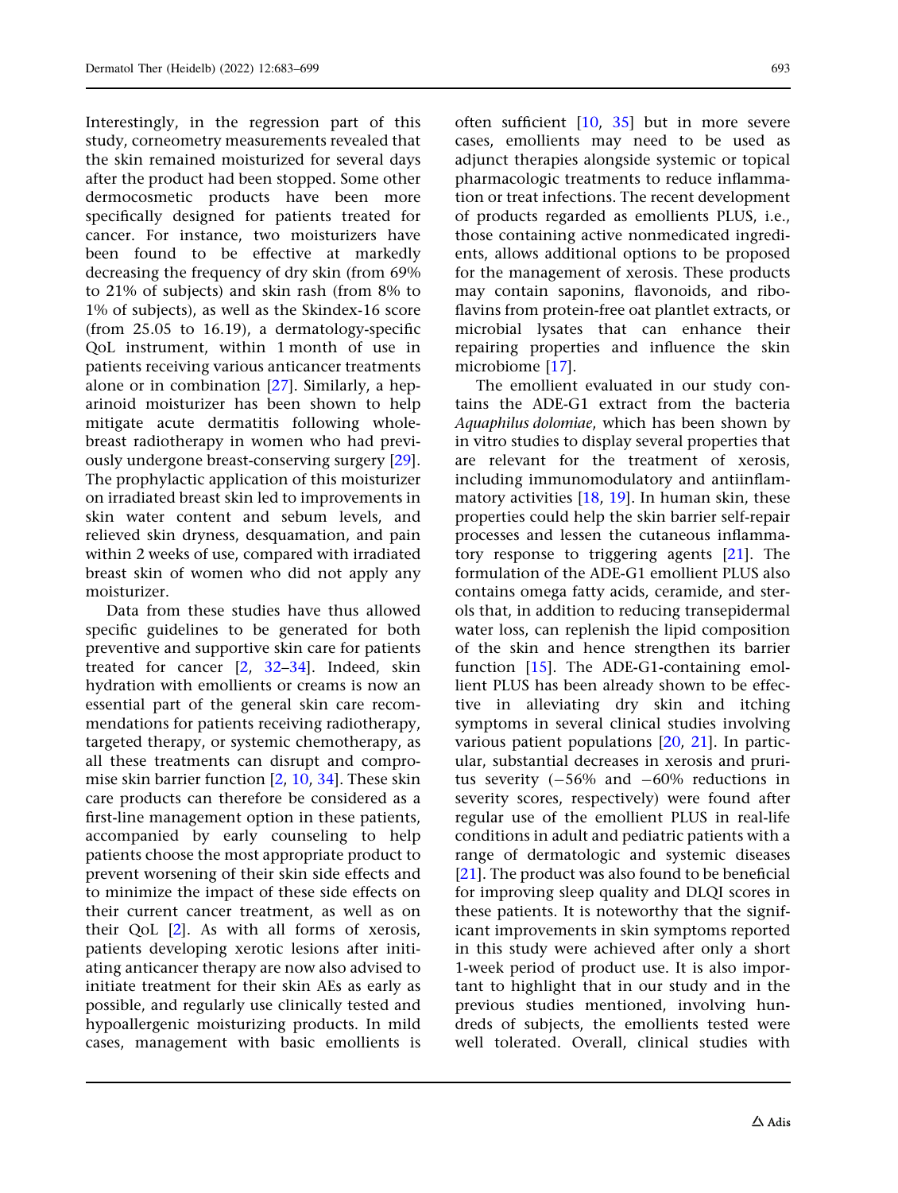Interestingly, in the regression part of this study, corneometry measurements revealed that the skin remained moisturized for several days after the product had been stopped. Some other dermocosmetic products have been more specifically designed for patients treated for cancer. For instance, two moisturizers have been found to be effective at markedly decreasing the frequency of dry skin (from 69% to 21% of subjects) and skin rash (from 8% to 1% of subjects), as well as the Skindex-16 score (from 25.05 to 16.19), a dermatology-specific QoL instrument, within 1 month of use in patients receiving various anticancer treatments alone or in combination [27]. Similarly, a heparinoid moisturizer has been shown to help mitigate acute dermatitis following whole-breast radiotherapy in women who had previously undergone breast-conserving surgery [29]. The prophylactic application of this moisturizer on irradiated breast skin led to improvements in skin water content and sebum levels, and relieved skin dryness, desquamation, and pain within 2 weeks of use, compared with irradiated breast skin of women who did not apply any moisturizer.

Data from these studies have thus allowed specific guidelines to be generated for both preventive and supportive skin care for patients treated for cancer [2, 32–34]. Indeed, skin hydration with emollients or creams is now an essential part of the general skin care recommendations for patients receiving radiotherapy, targeted therapy, or systemic chemotherapy, as all these treatments can disrupt and compromise skin barrier function [2, 10, 34]. These skin care products can therefore be considered as a first-line management option in these patients, accompanied by early counseling to help patients choose the most appropriate product to prevent worsening of their skin side effects and to minimize the impact of these side effects on their current cancer treatment, as well as on their QoL [2]. As with all forms of xerosis, patients developing xerotic lesions after initiating anticancer therapy are now also advised to initiate treatment for their skin AEs as early as possible, and regularly use clinically tested and hypoallergenic moisturizing products. In mild cases, management with basic emollients is often sufficient [10, 35] but in more severe cases, emollients may need to be used as adjunct therapies alongside systemic or topical pharmacologic treatments to reduce inflammation or treat infections. The recent development of products regarded as emollients PLUS, i.e., those containing active nonmedicated ingredients, allows additional options to be proposed for the management of xerosis. These products may contain saponins, flavonoids, and riboflavins from protein-free oat plantlet extracts, or microbial lysates that can enhance their repairing properties and influence the skin microbiome [17].

The emollient evaluated in our study contains the ADE-G1 extract from the bacteria *Aquaphilus dolomiae*, which has been shown by in vitro studies to display several properties that are relevant for the treatment of xerosis, including immunomodulatory and antiinflammatory activities [18, 19]. In human skin, these properties could help the skin barrier self-repair processes and lessen the cutaneous inflammatory response to triggering agents [21]. The formulation of the ADE-G1 emollient PLUS also contains omega fatty acids, ceramide, and sterols that, in addition to reducing transepidermal water loss, can replenish the lipid composition of the skin and hence strengthen its barrier function [15]. The ADE-G1-containing emollient PLUS has been already shown to be effective in alleviating dry skin and itching symptoms in several clinical studies involving various patient populations [20, 21]. In particular, substantial decreases in xerosis and pruritus severity (−56% and −60% reductions in severity scores, respectively) were found after regular use of the emollient PLUS in real-life conditions in adult and pediatric patients with a range of dermatologic and systemic diseases [21]. The product was also found to be beneficial for improving sleep quality and DLQI scores in these patients. It is noteworthy that the significant improvements in skin symptoms reported in this study were achieved after only a short 1-week period of product use. It is also important to highlight that in our study and in the previous studies mentioned, involving hundreds of subjects, the emollients tested were well tolerated. Overall, clinical studies with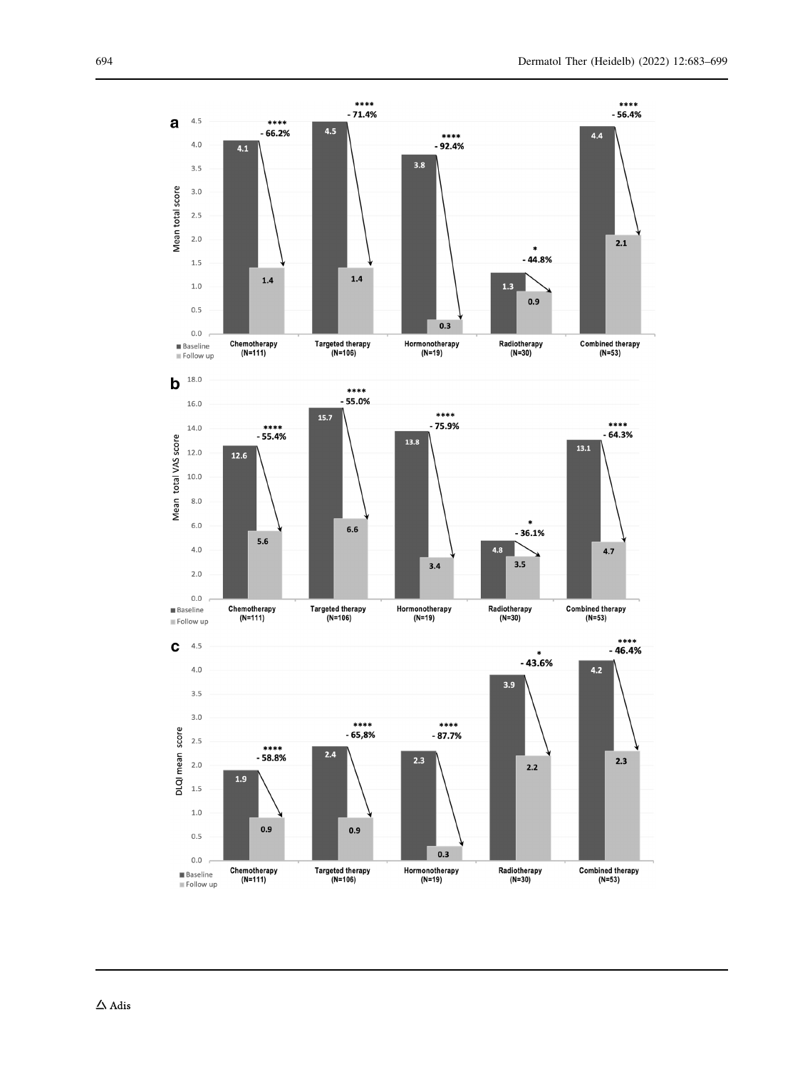**a**

| | Chemotherapy (N=111) | Targeted therapy (N=106) | Hormonotherapy (N=19) | Radiotherapy (N=30) | Combined therapy (N=53) |
|---|---|---|---|---|---|
| Baseline | 4.1 | 4.5 | 3.8 | 1.3 | 4.4 |
| Follow up | 1.4 | 1.4 | 0.3 | 0.9 | 2.1 |
| Change | **** - 66.2% | **** - 71.4% | **** - 92.4% | * - 44.8% | **** - 56.4% |

Y-axis: Mean total score

**b**

| | Chemotherapy (N=111) | Targeted therapy (N=106) | Hormonotherapy (N=19) | Radiotherapy (N=30) | Combined therapy (N=53) |
|---|---|---|---|---|---|
| Baseline | 12.6 | 15.7 | 13.8 | 4.8 | 13.1 |
| Follow up | 5.6 | 6.6 | 3.4 | 3.5 | 4.7 |
| Change | **** - 55.4% | **** - 55.0% | **** - 75.9% | * - 36.1% | **** - 64.3% |

Y-axis: Mean total VAS score

**c**

| | Chemotherapy (N=111) | Targeted therapy (N=106) | Hormonotherapy (N=19) | Radiotherapy (N=30) | Combined therapy (N=53) |
|---|---|---|---|---|---|
| Baseline | 1.9 | 2.4 | 2.3 | 3.9 | 4.2 |
| Follow up | 0.9 | 0.9 | 0.3 | 2.2 | 2.3 |
| Change | **** - 58.8% | **** - 65,8% | **** - 87.7% | * - 43.6% | **** - 46.4% |

Y-axis: DLQI mean score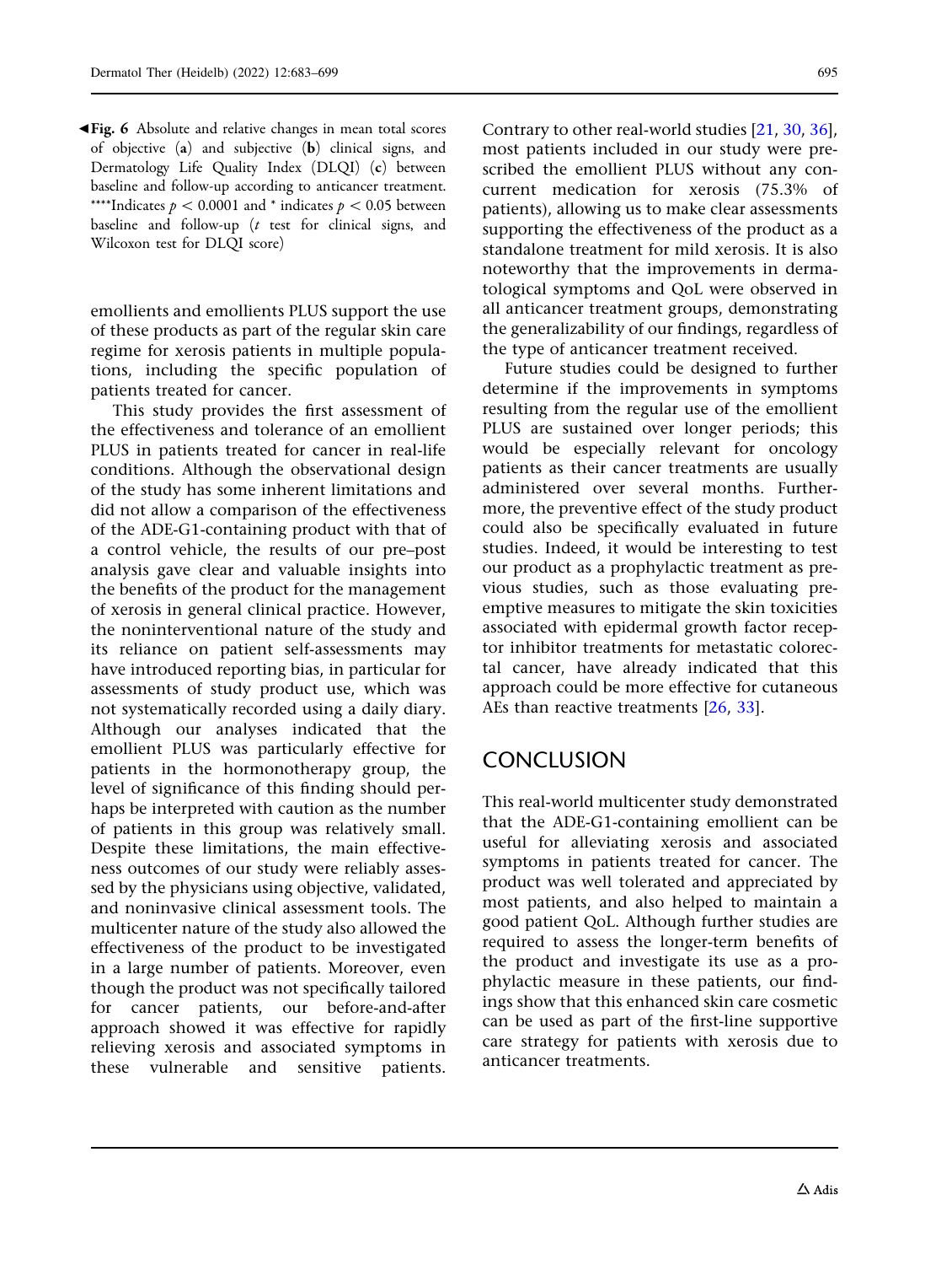◀**Fig. 6** Absolute and relative changes in mean total scores of objective (**a**) and subjective (**b**) clinical signs, and Dermatology Life Quality Index (DLQI) (**c**) between baseline and follow-up according to anticancer treatment. ****Indicates $p < 0.0001$ and * indicates $p < 0.05$ between baseline and follow-up (*t* test for clinical signs, and Wilcoxon test for DLQI score)

emollients and emollients PLUS support the use of these products as part of the regular skin care regime for xerosis patients in multiple populations, including the specific population of patients treated for cancer.

This study provides the first assessment of the effectiveness and tolerance of an emollient PLUS in patients treated for cancer in real-life conditions. Although the observational design of the study has some inherent limitations and did not allow a comparison of the effectiveness of the ADE-G1-containing product with that of a control vehicle, the results of our pre–post analysis gave clear and valuable insights into the benefits of the product for the management of xerosis in general clinical practice. However, the noninterventional nature of the study and its reliance on patient self-assessments may have introduced reporting bias, in particular for assessments of study product use, which was not systematically recorded using a daily diary. Although our analyses indicated that the emollient PLUS was particularly effective for patients in the hormonotherapy group, the level of significance of this finding should perhaps be interpreted with caution as the number of patients in this group was relatively small. Despite these limitations, the main effectiveness outcomes of our study were reliably assessed by the physicians using objective, validated, and noninvasive clinical assessment tools. The multicenter nature of the study also allowed the effectiveness of the product to be investigated in a large number of patients. Moreover, even though the product was not specifically tailored for cancer patients, our before-and-after approach showed it was effective for rapidly relieving xerosis and associated symptoms in these vulnerable and sensitive patients. Contrary to other real-world studies [21, 30, 36], most patients included in our study were prescribed the emollient PLUS without any concurrent medication for xerosis (75.3% of patients), allowing us to make clear assessments supporting the effectiveness of the product as a standalone treatment for mild xerosis. It is also noteworthy that the improvements in dermatological symptoms and QoL were observed in all anticancer treatment groups, demonstrating the generalizability of our findings, regardless of the type of anticancer treatment received.

Future studies could be designed to further determine if the improvements in symptoms resulting from the regular use of the emollient PLUS are sustained over longer periods; this would be especially relevant for oncology patients as their cancer treatments are usually administered over several months. Furthermore, the preventive effect of the study product could also be specifically evaluated in future studies. Indeed, it would be interesting to test our product as a prophylactic treatment as previous studies, such as those evaluating preemptive measures to mitigate the skin toxicities associated with epidermal growth factor receptor inhibitor treatments for metastatic colorectal cancer, have already indicated that this approach could be more effective for cutaneous AEs than reactive treatments [26, 33].

## CONCLUSION

This real-world multicenter study demonstrated that the ADE-G1-containing emollient can be useful for alleviating xerosis and associated symptoms in patients treated for cancer. The product was well tolerated and appreciated by most patients, and also helped to maintain a good patient QoL. Although further studies are required to assess the longer-term benefits of the product and investigate its use as a prophylactic measure in these patients, our findings show that this enhanced skin care cosmetic can be used as part of the first-line supportive care strategy for patients with xerosis due to anticancer treatments.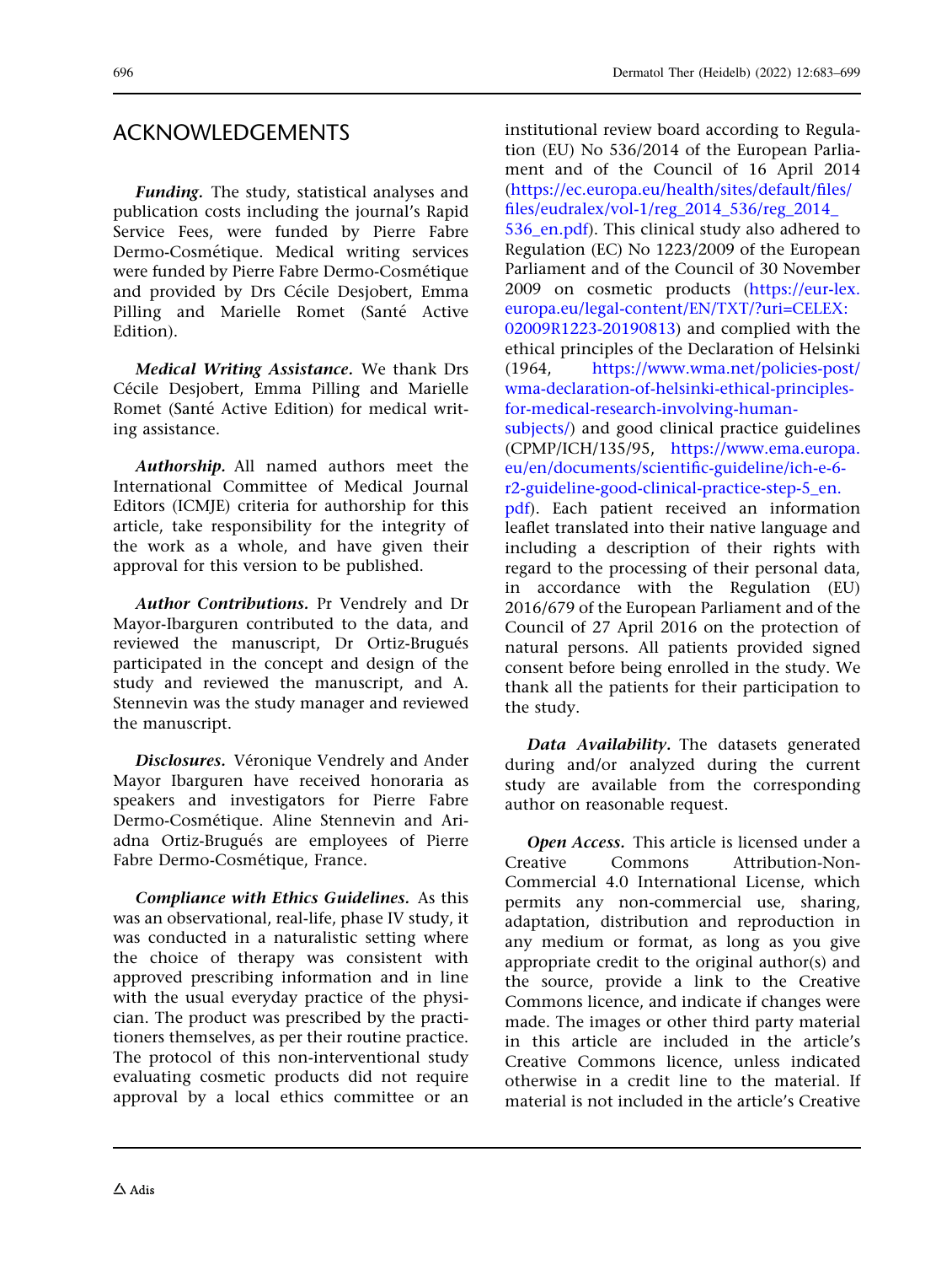## ACKNOWLEDGEMENTS

***Funding.*** The study, statistical analyses and publication costs including the journal's Rapid Service Fees, were funded by Pierre Fabre Dermo-Cosmétique. Medical writing services were funded by Pierre Fabre Dermo-Cosmétique and provided by Drs Cécile Desjobert, Emma Pilling and Marielle Romet (Santé Active Edition).

***Medical Writing Assistance.*** We thank Drs Cécile Desjobert, Emma Pilling and Marielle Romet (Santé Active Edition) for medical writing assistance.

***Authorship.*** All named authors meet the International Committee of Medical Journal Editors (ICMJE) criteria for authorship for this article, take responsibility for the integrity of the work as a whole, and have given their approval for this version to be published.

***Author Contributions.*** Pr Vendrely and Dr Mayor-Ibarguren contributed to the data, and reviewed the manuscript, Dr Ortiz-Brugués participated in the concept and design of the study and reviewed the manuscript, and A. Stennevin was the study manager and reviewed the manuscript.

***Disclosures.*** Véronique Vendrely and Ander Mayor Ibarguren have received honoraria as speakers and investigators for Pierre Fabre Dermo-Cosmétique. Aline Stennevin and Ariadna Ortiz-Brugués are employees of Pierre Fabre Dermo-Cosmétique, France.

***Compliance with Ethics Guidelines.*** As this was an observational, real-life, phase IV study, it was conducted in a naturalistic setting where the choice of therapy was consistent with approved prescribing information and in line with the usual everyday practice of the physician. The product was prescribed by the practitioners themselves, as per their routine practice. The protocol of this non-interventional study evaluating cosmetic products did not require approval by a local ethics committee or an institutional review board according to Regulation (EU) No 536/2014 of the European Parliament and of the Council of 16 April 2014 (https://ec.europa.eu/health/sites/default/files/files/eudralex/vol-1/reg_2014_536/reg_2014_536_en.pdf). This clinical study also adhered to Regulation (EC) No 1223/2009 of the European Parliament and of the Council of 30 November 2009 on cosmetic products (https://eur-lex.europa.eu/legal-content/EN/TXT/?uri=CELEX:02009R1223-20190813) and complied with the ethical principles of the Declaration of Helsinki (1964, https://www.wma.net/policies-post/wma-declaration-of-helsinki-ethical-principles-for-medical-research-involving-human-subjects/) and good clinical practice guidelines (CPMP/ICH/135/95, https://www.ema.europa.eu/en/documents/scientific-guideline/ich-e-6-r2-guideline-good-clinical-practice-step-5_en.pdf). Each patient received an information leaflet translated into their native language and including a description of their rights with regard to the processing of their personal data, in accordance with the Regulation (EU) 2016/679 of the European Parliament and of the Council of 27 April 2016 on the protection of natural persons. All patients provided signed consent before being enrolled in the study. We thank all the patients for their participation to the study.

***Data Availability.*** The datasets generated during and/or analyzed during the current study are available from the corresponding author on reasonable request.

***Open Access.*** This article is licensed under a Creative Commons Attribution-Non-Commercial 4.0 International License, which permits any non-commercial use, sharing, adaptation, distribution and reproduction in any medium or format, as long as you give appropriate credit to the original author(s) and the source, provide a link to the Creative Commons licence, and indicate if changes were made. The images or other third party material in this article are included in the article's Creative Commons licence, unless indicated otherwise in a credit line to the material. If material is not included in the article's Creative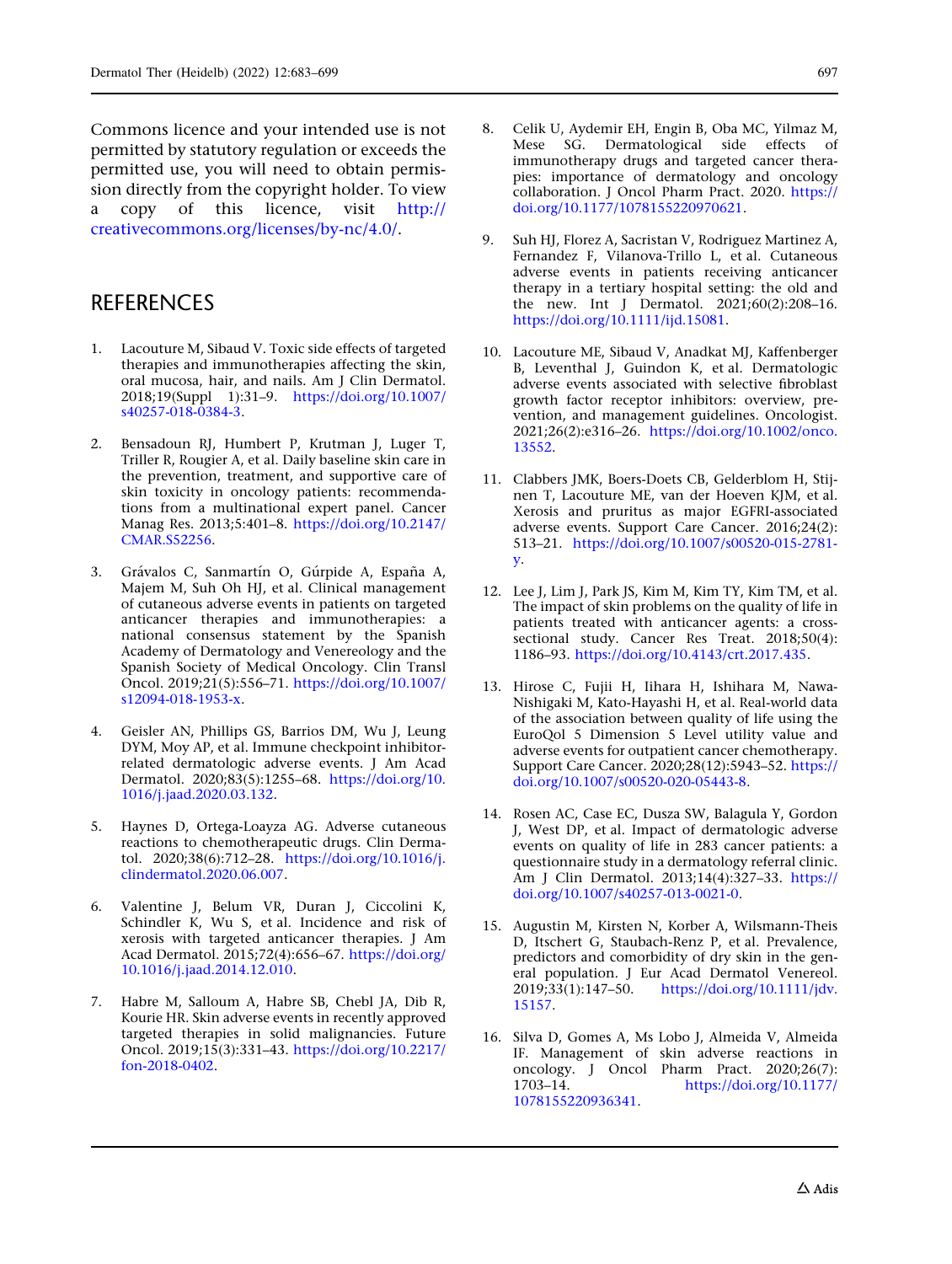Commons licence and your intended use is not permitted by statutory regulation or exceeds the permitted use, you will need to obtain permission directly from the copyright holder. To view a copy of this licence, visit http://creativecommons.org/licenses/by-nc/4.0/.

## REFERENCES

1. Lacouture M, Sibaud V. Toxic side effects of targeted therapies and immunotherapies affecting the skin, oral mucosa, hair, and nails. Am J Clin Dermatol. 2018;19(Suppl 1):31–9. https://doi.org/10.1007/s40257-018-0384-3.

2. Bensadoun RJ, Humbert P, Krutman J, Luger T, Triller R, Rougier A, et al. Daily baseline skin care in the prevention, treatment, and supportive care of skin toxicity in oncology patients: recommendations from a multinational expert panel. Cancer Manag Res. 2013;5:401–8. https://doi.org/10.2147/CMAR.S52256.

3. Grávalos C, Sanmartín O, Gúrpide A, España A, Majem M, Suh Oh HJ, et al. Clinical management of cutaneous adverse events in patients on targeted anticancer therapies and immunotherapies: a national consensus statement by the Spanish Academy of Dermatology and Venereology and the Spanish Society of Medical Oncology. Clin Transl Oncol. 2019;21(5):556–71. https://doi.org/10.1007/s12094-018-1953-x.

4. Geisler AN, Phillips GS, Barrios DM, Wu J, Leung DYM, Moy AP, et al. Immune checkpoint inhibitor-related dermatologic adverse events. J Am Acad Dermatol. 2020;83(5):1255–68. https://doi.org/10.1016/j.jaad.2020.03.132.

5. Haynes D, Ortega-Loayza AG. Adverse cutaneous reactions to chemotherapeutic drugs. Clin Dermatol. 2020;38(6):712–28. https://doi.org/10.1016/j.clindermatol.2020.06.007.

6. Valentine J, Belum VR, Duran J, Ciccolini K, Schindler K, Wu S, et al. Incidence and risk of xerosis with targeted anticancer therapies. J Am Acad Dermatol. 2015;72(4):656–67. https://doi.org/10.1016/j.jaad.2014.12.010.

7. Habre M, Salloum A, Habre SB, Chebl JA, Dib R, Kourie HR. Skin adverse events in recently approved targeted therapies in solid malignancies. Future Oncol. 2019;15(3):331–43. https://doi.org/10.2217/fon-2018-0402.

8. Celik U, Aydemir EH, Engin B, Oba MC, Yilmaz M, Mese SG. Dermatological side effects of immunotherapy drugs and targeted cancer therapies: importance of dermatology and oncology collaboration. J Oncol Pharm Pract. 2020. https://doi.org/10.1177/1078155220970621.

9. Suh HJ, Florez A, Sacristan V, Rodriguez Martinez A, Fernandez F, Vilanova-Trillo L, et al. Cutaneous adverse events in patients receiving anticancer therapy in a tertiary hospital setting: the old and the new. Int J Dermatol. 2021;60(2):208–16. https://doi.org/10.1111/ijd.15081.

10. Lacouture ME, Sibaud V, Anadkat MJ, Kaffenberger B, Leventhal J, Guindon K, et al. Dermatologic adverse events associated with selective fibroblast growth factor receptor inhibitors: overview, prevention, and management guidelines. Oncologist. 2021;26(2):e316–26. https://doi.org/10.1002/onco.13552.

11. Clabbers JMK, Boers-Doets CB, Gelderblom H, Stijnen T, Lacouture ME, van der Hoeven KJM, et al. Xerosis and pruritus as major EGFRI-associated adverse events. Support Care Cancer. 2016;24(2):513–21. https://doi.org/10.1007/s00520-015-2781-y.

12. Lee J, Lim J, Park JS, Kim M, Kim TY, Kim TM, et al. The impact of skin problems on the quality of life in patients treated with anticancer agents: a cross-sectional study. Cancer Res Treat. 2018;50(4):1186–93. https://doi.org/10.4143/crt.2017.435.

13. Hirose C, Fujii H, Iihara H, Ishihara M, Nawa-Nishigaki M, Kato-Hayashi H, et al. Real-world data of the association between quality of life using the EuroQol 5 Dimension 5 Level utility value and adverse events for outpatient cancer chemotherapy. Support Care Cancer. 2020;28(12):5943–52. https://doi.org/10.1007/s00520-020-05443-8.

14. Rosen AC, Case EC, Dusza SW, Balagula Y, Gordon J, West DP, et al. Impact of dermatologic adverse events on quality of life in 283 cancer patients: a questionnaire study in a dermatology referral clinic. Am J Clin Dermatol. 2013;14(4):327–33. https://doi.org/10.1007/s40257-013-0021-0.

15. Augustin M, Kirsten N, Korber A, Wilsmann-Theis D, Itschert G, Staubach-Renz P, et al. Prevalence, predictors and comorbidity of dry skin in the general population. J Eur Acad Dermatol Venereol. 2019;33(1):147–50. https://doi.org/10.1111/jdv.15157.

16. Silva D, Gomes A, Ms Lobo J, Almeida V, Almeida IF. Management of skin adverse reactions in oncology. J Oncol Pharm Pract. 2020;26(7):1703–14. https://doi.org/10.1177/1078155220936341.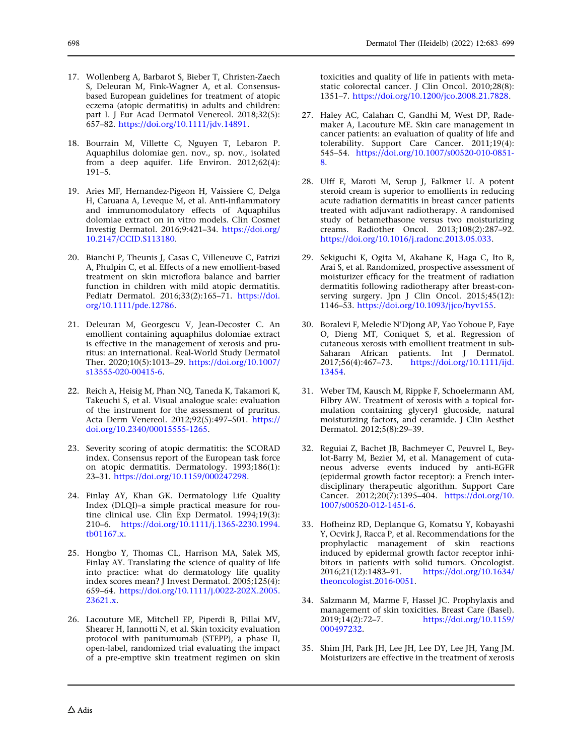17. Wollenberg A, Barbarot S, Bieber T, Christen-Zaech S, Deleuran M, Fink-Wagner A, et al. Consensus-based European guidelines for treatment of atopic eczema (atopic dermatitis) in adults and children: part I. J Eur Acad Dermatol Venereol. 2018;32(5):657–82. https://doi.org/10.1111/jdv.14891.

18. Bourrain M, Villette C, Nguyen T, Lebaron P. Aquaphilus dolomiae gen. nov., sp. nov., isolated from a deep aquifer. Life Environ. 2012;62(4):191–5.

19. Aries MF, Hernandez-Pigeon H, Vaissiere C, Delga H, Caruana A, Leveque M, et al. Anti-inflammatory and immunomodulatory effects of Aquaphilus dolomiae extract on in vitro models. Clin Cosmet Investig Dermatol. 2016;9:421–34. https://doi.org/10.2147/CCID.S113180.

20. Bianchi P, Theunis J, Casas C, Villeneuve C, Patrizi A, Phulpin C, et al. Effects of a new emollient-based treatment on skin microflora balance and barrier function in children with mild atopic dermatitis. Pediatr Dermatol. 2016;33(2):165–71. https://doi.org/10.1111/pde.12786.

21. Deleuran M, Georgescu V, Jean-Decoster C. An emollient containing aquaphilus dolomiae extract is effective in the management of xerosis and pruritus: an international. Real-World Study Dermatol Ther. 2020;10(5):1013–29. https://doi.org/10.1007/s13555-020-00415-6.

22. Reich A, Heisig M, Phan NQ, Taneda K, Takamori K, Takeuchi S, et al. Visual analogue scale: evaluation of the instrument for the assessment of pruritus. Acta Derm Venereol. 2012;92(5):497–501. https://doi.org/10.2340/00015555-1265.

23. Severity scoring of atopic dermatitis: the SCORAD index. Consensus report of the European task force on atopic dermatitis. Dermatology. 1993;186(1):23–31. https://doi.org/10.1159/000247298.

24. Finlay AY, Khan GK. Dermatology Life Quality Index (DLQI)–a simple practical measure for routine clinical use. Clin Exp Dermatol. 1994;19(3):210–6. https://doi.org/10.1111/j.1365-2230.1994.tb01167.x.

25. Hongbo Y, Thomas CL, Harrison MA, Salek MS, Finlay AY. Translating the science of quality of life into practice: what do dermatology life quality index scores mean? J Invest Dermatol. 2005;125(4):659–64. https://doi.org/10.1111/j.0022-202X.2005.23621.x.

26. Lacouture ME, Mitchell EP, Piperdi B, Pillai MV, Shearer H, Iannotti N, et al. Skin toxicity evaluation protocol with panitumumab (STEPP), a phase II, open-label, randomized trial evaluating the impact of a pre-emptive skin treatment regimen on skin toxicities and quality of life in patients with metastatic colorectal cancer. J Clin Oncol. 2010;28(8):1351–7. https://doi.org/10.1200/jco.2008.21.7828.

27. Haley AC, Calahan C, Gandhi M, West DP, Rademaker A, Lacouture ME. Skin care management in cancer patients: an evaluation of quality of life and tolerability. Support Care Cancer. 2011;19(4):545–54. https://doi.org/10.1007/s00520-010-0851-8.

28. Ulff E, Maroti M, Serup J, Falkmer U. A potent steroid cream is superior to emollients in reducing acute radiation dermatitis in breast cancer patients treated with adjuvant radiotherapy. A randomised study of betamethasone versus two moisturizing creams. Radiother Oncol. 2013;108(2):287–92. https://doi.org/10.1016/j.radonc.2013.05.033.

29. Sekiguchi K, Ogita M, Akahane K, Haga C, Ito R, Arai S, et al. Randomized, prospective assessment of moisturizer efficacy for the treatment of radiation dermatitis following radiotherapy after breast-conserving surgery. Jpn J Clin Oncol. 2015;45(12):1146–53. https://doi.org/10.1093/jjco/hyv155.

30. Boralevi F, Meledie N'Djong AP, Yao Yoboue P, Faye O, Dieng MT, Coniquet S, et al. Regression of cutaneous xerosis with emollient treatment in sub-Saharan African patients. Int J Dermatol. 2017;56(4):467–73. https://doi.org/10.1111/ijd.13454.

31. Weber TM, Kausch M, Rippke F, Schoelermann AM, Filbry AW. Treatment of xerosis with a topical formulation containing glyceryl glucoside, natural moisturizing factors, and ceramide. J Clin Aesthet Dermatol. 2012;5(8):29–39.

32. Reguiai Z, Bachet JB, Bachmeyer C, Peuvrel L, Beylot-Barry M, Bezier M, et al. Management of cutaneous adverse events induced by anti-EGFR (epidermal growth factor receptor): a French interdisciplinary therapeutic algorithm. Support Care Cancer. 2012;20(7):1395–404. https://doi.org/10.1007/s00520-012-1451-6.

33. Hofheinz RD, Deplanque G, Komatsu Y, Kobayashi Y, Ocvirk J, Racca P, et al. Recommendations for the prophylactic management of skin reactions induced by epidermal growth factor receptor inhibitors in patients with solid tumors. Oncologist. 2016;21(12):1483–91. https://doi.org/10.1634/theoncologist.2016-0051.

34. Salzmann M, Marme F, Hassel JC. Prophylaxis and management of skin toxicities. Breast Care (Basel). 2019;14(2):72–7. https://doi.org/10.1159/000497232.

35. Shim JH, Park JH, Lee JH, Lee DY, Lee JH, Yang JM. Moisturizers are effective in the treatment of xerosis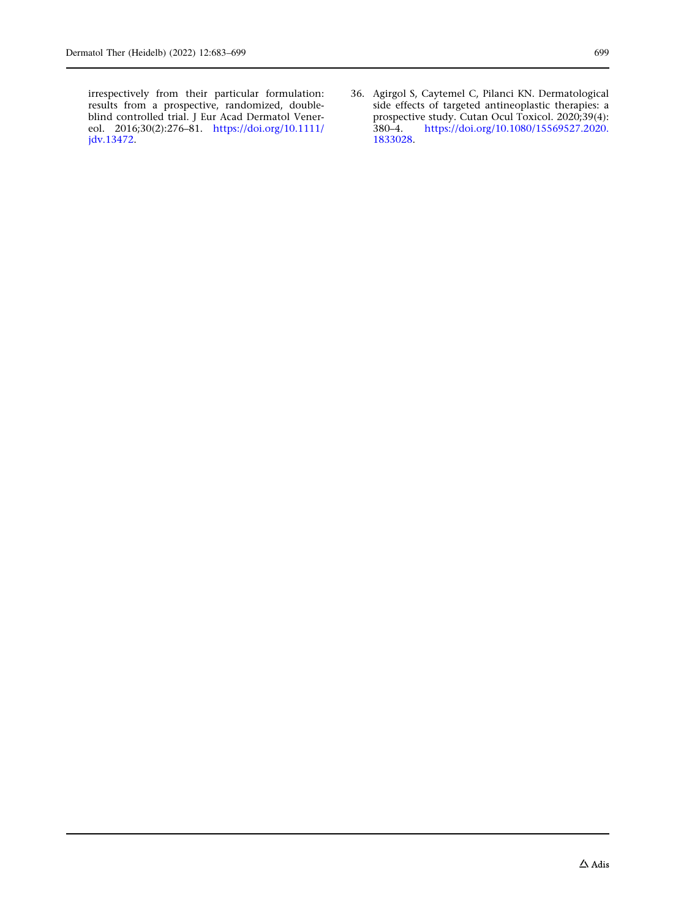irrespectively from their particular formulation: results from a prospective, randomized, double-blind controlled trial. J Eur Acad Dermatol Venereol. 2016;30(2):276–81. https://doi.org/10.1111/jdv.13472.

36. Agirgol S, Caytemel C, Pilanci KN. Dermatological side effects of targeted antineoplastic therapies: a prospective study. Cutan Ocul Toxicol. 2020;39(4):380–4. https://doi.org/10.1080/15569527.2020.1833028.